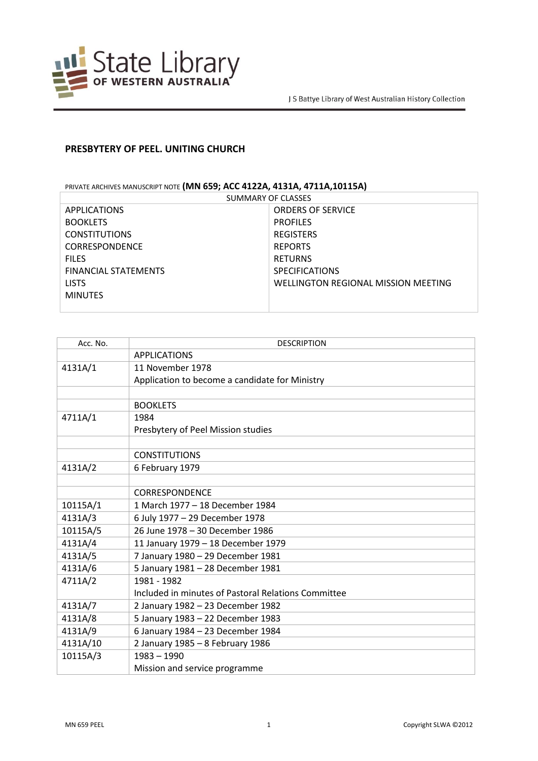State Library OF WESTERN AUSTRALIA

J S Battye Library of West Australian History Collection

# PRESBYTERY OF PEEL. UNITING CHURCH

PRIVATE ARCHIVES MANUSCRIPT NOTE **(MN 659; ACC 4122A, 4131A, 4711A,10115A)**

| SUMMARY OF CLASSES | |
|---|---|
| APPLICATIONS | ORDERS OF SERVICE |
| BOOKLETS | PROFILES |
| CONSTITUTIONS | REGISTERS |
| CORRESPONDENCE | REPORTS |
| FILES | RETURNS |
| FINANCIAL STATEMENTS | SPECIFICATIONS |
| LISTS | WELLINGTON REGIONAL MISSION MEETING |
| MINUTES | |

| Acc. No. | DESCRIPTION |
|---|---|
| | APPLICATIONS |
| 4131A/1 | 11 November 1978<br>Application to become a candidate for Ministry |
| | |
| | BOOKLETS |
| 4711A/1 | 1984<br>Presbytery of Peel Mission studies |
| | |
| | CONSTITUTIONS |
| 4131A/2 | 6 February 1979 |
| | |
| | CORRESPONDENCE |
| 10115A/1 | 1 March 1977 – 18 December 1984 |
| 4131A/3 | 6 July 1977 – 29 December 1978 |
| 10115A/5 | 26 June 1978 – 30 December 1986 |
| 4131A/4 | 11 January 1979 – 18 December 1979 |
| 4131A/5 | 7 January 1980 – 29 December 1981 |
| 4131A/6 | 5 January 1981 – 28 December 1981 |
| 4711A/2 | 1981 - 1982<br>Included in minutes of Pastoral Relations Committee |
| 4131A/7 | 2 January 1982 – 23 December 1982 |
| 4131A/8 | 5 January 1983 – 22 December 1983 |
| 4131A/9 | 6 January 1984 – 23 December 1984 |
| 4131A/10 | 2 January 1985 – 8 February 1986 |
| 10115A/3 | 1983 – 1990<br>Mission and service programme |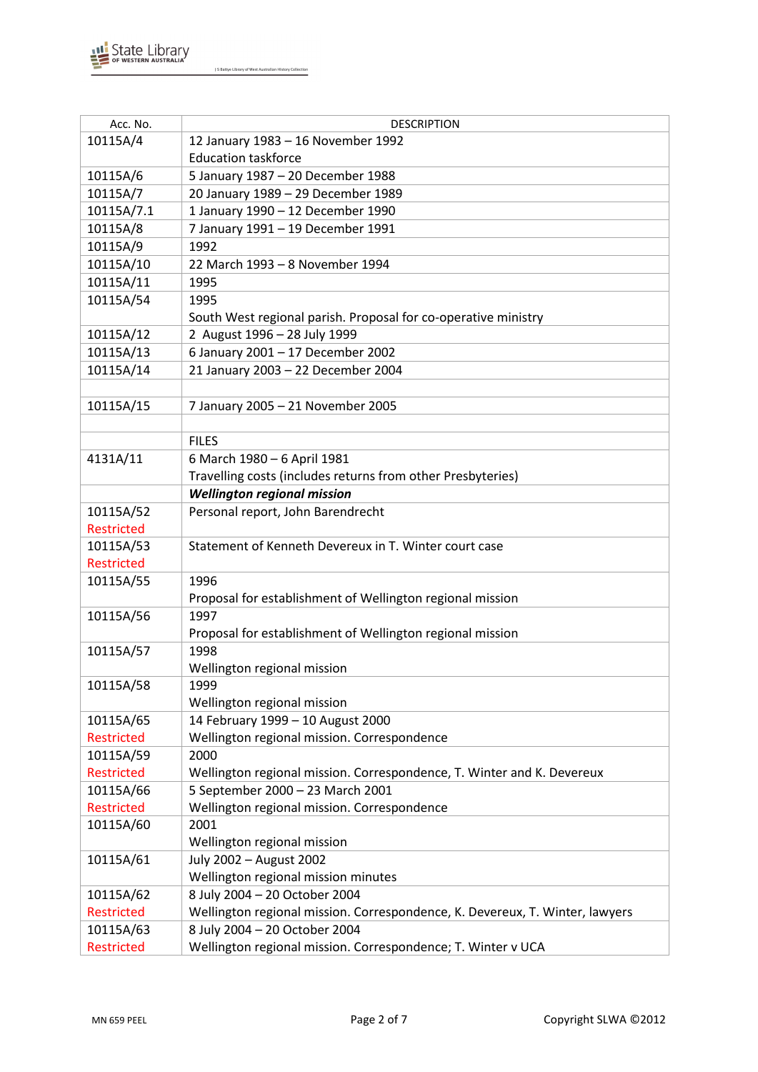| Acc. No. | DESCRIPTION |
|---|---|
| 10115A/4 | 12 January 1983 – 16 November 1992<br>Education taskforce |
| 10115A/6 | 5 January 1987 – 20 December 1988 |
| 10115A/7 | 20 January 1989 – 29 December 1989 |
| 10115A/7.1 | 1 January 1990 – 12 December 1990 |
| 10115A/8 | 7 January 1991 – 19 December 1991 |
| 10115A/9 | 1992 |
| 10115A/10 | 22 March 1993 – 8 November 1994 |
| 10115A/11 | 1995 |
| 10115A/54 | 1995<br>South West regional parish. Proposal for co-operative ministry |
| 10115A/12 | 2 August 1996 – 28 July 1999 |
| 10115A/13 | 6 January 2001 – 17 December 2002 |
| 10115A/14 | 21 January 2003 – 22 December 2004 |
| | |
| 10115A/15 | 7 January 2005 – 21 November 2005 |
| | |
| | FILES |
| 4131A/11 | 6 March 1980 – 6 April 1981<br>Travelling costs (includes returns from other Presbyteries) |
| | ***Wellington regional mission*** |
| 10115A/52<br>Restricted | Personal report, John Barendrecht |
| 10115A/53<br>Restricted | Statement of Kenneth Devereux in T. Winter court case |
| 10115A/55 | 1996<br>Proposal for establishment of Wellington regional mission |
| 10115A/56 | 1997<br>Proposal for establishment of Wellington regional mission |
| 10115A/57 | 1998<br>Wellington regional mission |
| 10115A/58 | 1999<br>Wellington regional mission |
| 10115A/65<br>Restricted | 14 February 1999 – 10 August 2000<br>Wellington regional mission. Correspondence |
| 10115A/59<br>Restricted | 2000<br>Wellington regional mission. Correspondence, T. Winter and K. Devereux |
| 10115A/66<br>Restricted | 5 September 2000 – 23 March 2001<br>Wellington regional mission. Correspondence |
| 10115A/60 | 2001<br>Wellington regional mission |
| 10115A/61 | July 2002 – August 2002<br>Wellington regional mission minutes |
| 10115A/62<br>Restricted | 8 July 2004 – 20 October 2004<br>Wellington regional mission. Correspondence, K. Devereux, T. Winter, lawyers |
| 10115A/63<br>Restricted | 8 July 2004 – 20 October 2004<br>Wellington regional mission. Correspondence; T. Winter v UCA |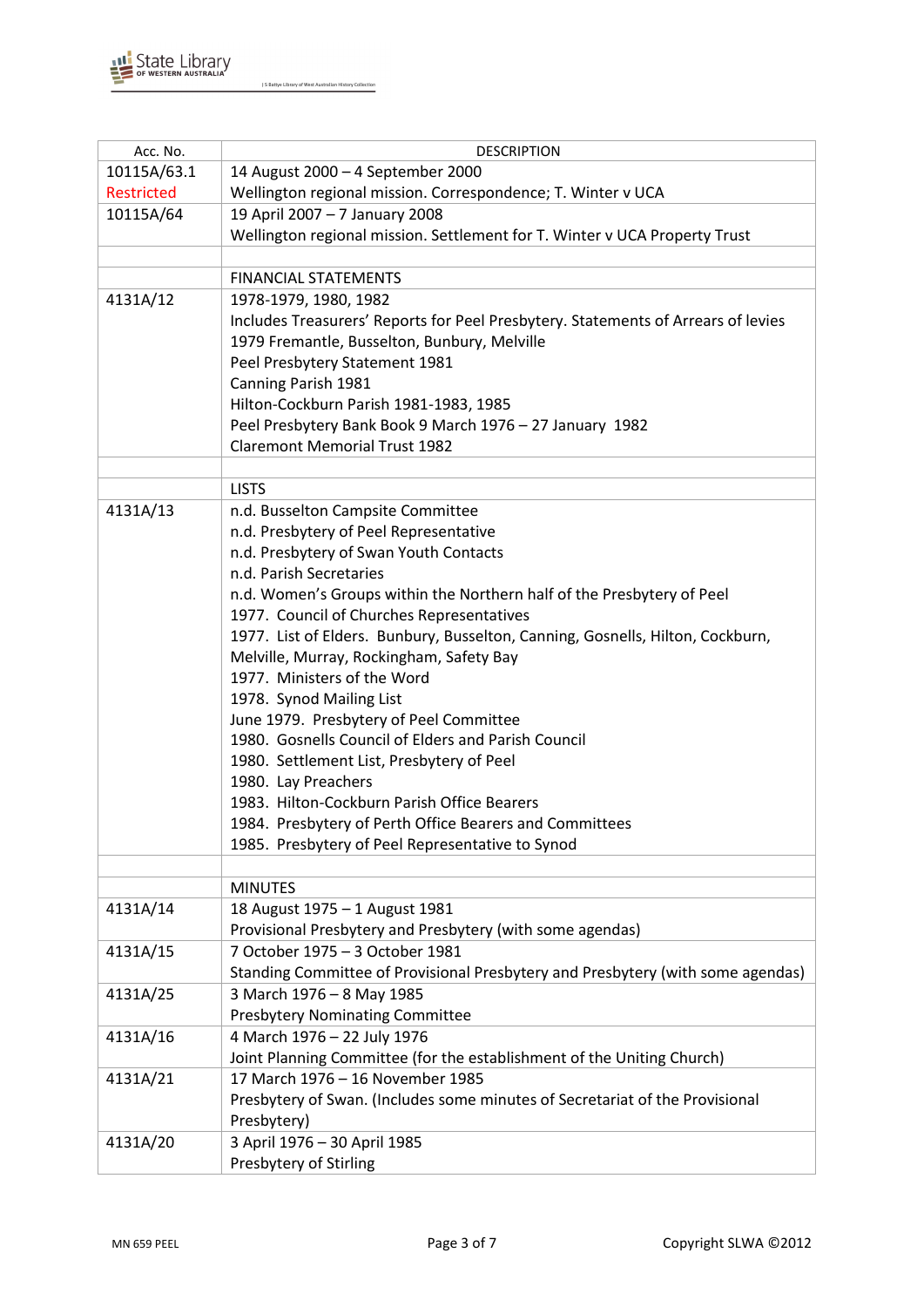| Acc. No. | DESCRIPTION |
|---|---|
| 10115A/63.1 Restricted | 14 August 2000 – 4 September 2000 Wellington regional mission. Correspondence; T. Winter v UCA |
| 10115A/64 | 19 April 2007 – 7 January 2008 Wellington regional mission. Settlement for T. Winter v UCA Property Trust |
| | |
| | FINANCIAL STATEMENTS |
| 4131A/12 | 1978-1979, 1980, 1982<br>Includes Treasurers' Reports for Peel Presbytery. Statements of Arrears of levies<br>1979 Fremantle, Busselton, Bunbury, Melville<br>Peel Presbytery Statement 1981<br>Canning Parish 1981<br>Hilton-Cockburn Parish 1981-1983, 1985<br>Peel Presbytery Bank Book 9 March 1976 – 27 January 1982<br>Claremont Memorial Trust 1982 |
| | |
| | LISTS |
| 4131A/13 | n.d. Busselton Campsite Committee<br>n.d. Presbytery of Peel Representative<br>n.d. Presbytery of Swan Youth Contacts<br>n.d. Parish Secretaries<br>n.d. Women's Groups within the Northern half of the Presbytery of Peel<br>1977. Council of Churches Representatives<br>1977. List of Elders. Bunbury, Busselton, Canning, Gosnells, Hilton, Cockburn, Melville, Murray, Rockingham, Safety Bay<br>1977. Ministers of the Word<br>1978. Synod Mailing List<br>June 1979. Presbytery of Peel Committee<br>1980. Gosnells Council of Elders and Parish Council<br>1980. Settlement List, Presbytery of Peel<br>1980. Lay Preachers<br>1983. Hilton-Cockburn Parish Office Bearers<br>1984. Presbytery of Perth Office Bearers and Committees<br>1985. Presbytery of Peel Representative to Synod |
| | |
| | MINUTES |
| 4131A/14 | 18 August 1975 – 1 August 1981 Provisional Presbytery and Presbytery (with some agendas) |
| 4131A/15 | 7 October 1975 – 3 October 1981 Standing Committee of Provisional Presbytery and Presbytery (with some agendas) |
| 4131A/25 | 3 March 1976 – 8 May 1985 Presbytery Nominating Committee |
| 4131A/16 | 4 March 1976 – 22 July 1976 Joint Planning Committee (for the establishment of the Uniting Church) |
| 4131A/21 | 17 March 1976 – 16 November 1985 Presbytery of Swan. (Includes some minutes of Secretariat of the Provisional Presbytery) |
| 4131A/20 | 3 April 1976 – 30 April 1985 Presbytery of Stirling |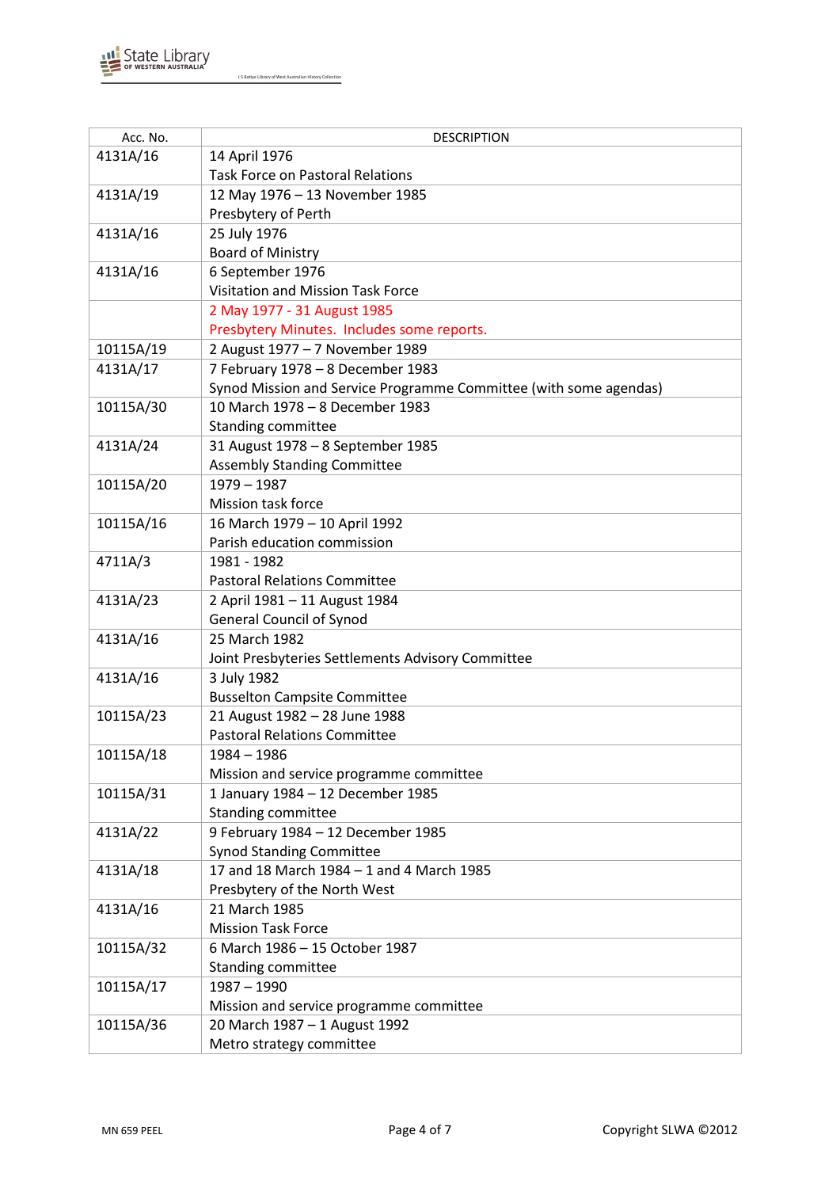| Acc. No. | DESCRIPTION |
|---|---|
| 4131A/16 | 14 April 1976<br>Task Force on Pastoral Relations |
| 4131A/19 | 12 May 1976 – 13 November 1985<br>Presbytery of Perth |
| 4131A/16 | 25 July 1976<br>Board of Ministry |
| 4131A/16 | 6 September 1976<br>Visitation and Mission Task Force |
| | 2 May 1977 - 31 August 1985<br>Presbytery Minutes. Includes some reports. |
| 10115A/19 | 2 August 1977 – 7 November 1989 |
| 4131A/17 | 7 February 1978 – 8 December 1983<br>Synod Mission and Service Programme Committee (with some agendas) |
| 10115A/30 | 10 March 1978 – 8 December 1983<br>Standing committee |
| 4131A/24 | 31 August 1978 – 8 September 1985<br>Assembly Standing Committee |
| 10115A/20 | 1979 – 1987<br>Mission task force |
| 10115A/16 | 16 March 1979 – 10 April 1992<br>Parish education commission |
| 4711A/3 | 1981 - 1982<br>Pastoral Relations Committee |
| 4131A/23 | 2 April 1981 – 11 August 1984<br>General Council of Synod |
| 4131A/16 | 25 March 1982<br>Joint Presbyteries Settlements Advisory Committee |
| 4131A/16 | 3 July 1982<br>Busselton Campsite Committee |
| 10115A/23 | 21 August 1982 – 28 June 1988<br>Pastoral Relations Committee |
| 10115A/18 | 1984 – 1986<br>Mission and service programme committee |
| 10115A/31 | 1 January 1984 – 12 December 1985<br>Standing committee |
| 4131A/22 | 9 February 1984 – 12 December 1985<br>Synod Standing Committee |
| 4131A/18 | 17 and 18 March 1984 – 1 and 4 March 1985<br>Presbytery of the North West |
| 4131A/16 | 21 March 1985<br>Mission Task Force |
| 10115A/32 | 6 March 1986 – 15 October 1987<br>Standing committee |
| 10115A/17 | 1987 – 1990<br>Mission and service programme committee |
| 10115A/36 | 20 March 1987 – 1 August 1992<br>Metro strategy committee |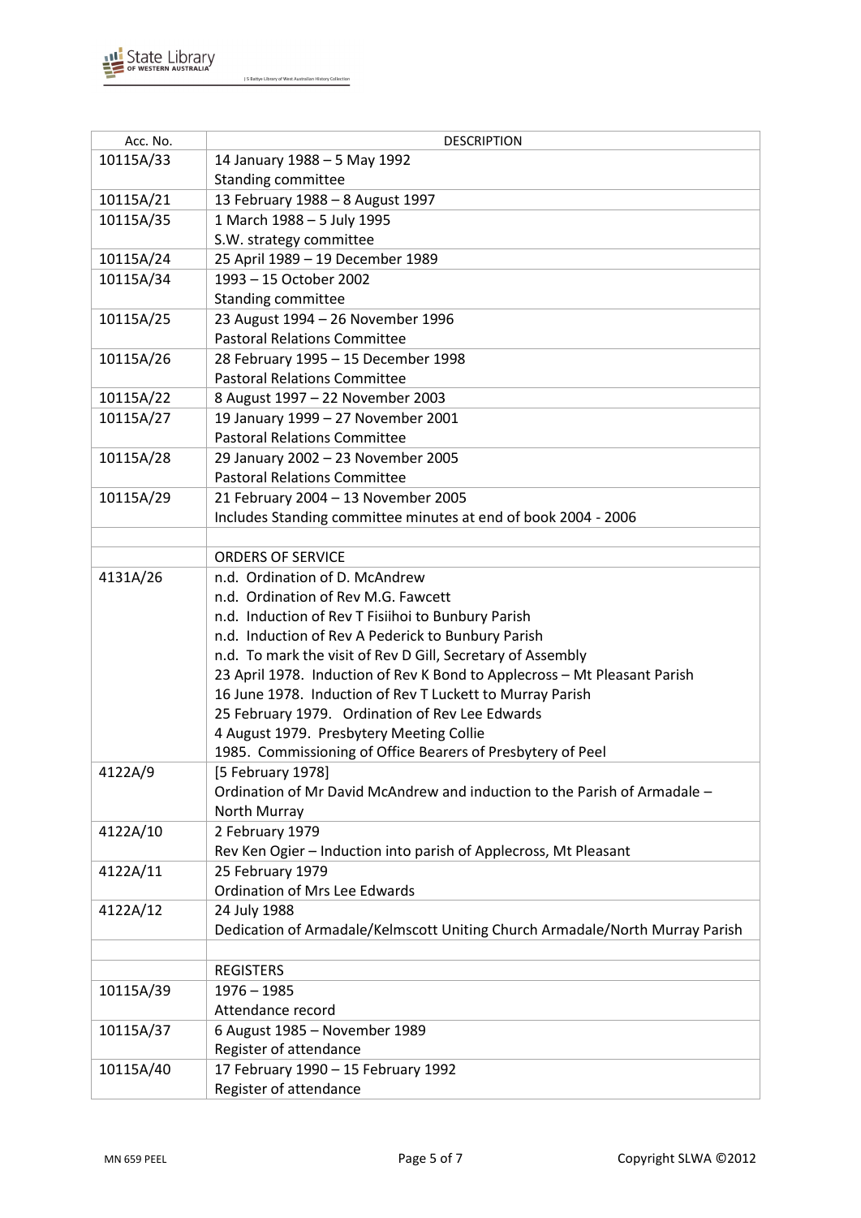| Acc. No. | DESCRIPTION |
|---|---|
| 10115A/33 | 14 January 1988 – 5 May 1992<br>Standing committee |
| 10115A/21 | 13 February 1988 – 8 August 1997 |
| 10115A/35 | 1 March 1988 – 5 July 1995<br>S.W. strategy committee |
| 10115A/24 | 25 April 1989 – 19 December 1989 |
| 10115A/34 | 1993 – 15 October 2002<br>Standing committee |
| 10115A/25 | 23 August 1994 – 26 November 1996<br>Pastoral Relations Committee |
| 10115A/26 | 28 February 1995 – 15 December 1998<br>Pastoral Relations Committee |
| 10115A/22 | 8 August 1997 – 22 November 2003 |
| 10115A/27 | 19 January 1999 – 27 November 2001<br>Pastoral Relations Committee |
| 10115A/28 | 29 January 2002 – 23 November 2005<br>Pastoral Relations Committee |
| 10115A/29 | 21 February 2004 – 13 November 2005<br>Includes Standing committee minutes at end of book 2004 - 2006 |
| | |
| | ORDERS OF SERVICE |
| 4131A/26 | n.d. Ordination of D. McAndrew<br>n.d. Ordination of Rev M.G. Fawcett<br>n.d. Induction of Rev T Fisiihoi to Bunbury Parish<br>n.d. Induction of Rev A Pederick to Bunbury Parish<br>n.d. To mark the visit of Rev D Gill, Secretary of Assembly<br>23 April 1978. Induction of Rev K Bond to Applecross – Mt Pleasant Parish<br>16 June 1978. Induction of Rev T Luckett to Murray Parish<br>25 February 1979. Ordination of Rev Lee Edwards<br>4 August 1979. Presbytery Meeting Collie<br>1985. Commissioning of Office Bearers of Presbytery of Peel |
| 4122A/9 | [5 February 1978]<br>Ordination of Mr David McAndrew and induction to the Parish of Armadale – North Murray |
| 4122A/10 | 2 February 1979<br>Rev Ken Ogier – Induction into parish of Applecross, Mt Pleasant |
| 4122A/11 | 25 February 1979<br>Ordination of Mrs Lee Edwards |
| 4122A/12 | 24 July 1988<br>Dedication of Armadale/Kelmscott Uniting Church Armadale/North Murray Parish |
| | |
| | REGISTERS |
| 10115A/39 | 1976 – 1985<br>Attendance record |
| 10115A/37 | 6 August 1985 – November 1989<br>Register of attendance |
| 10115A/40 | 17 February 1990 – 15 February 1992<br>Register of attendance |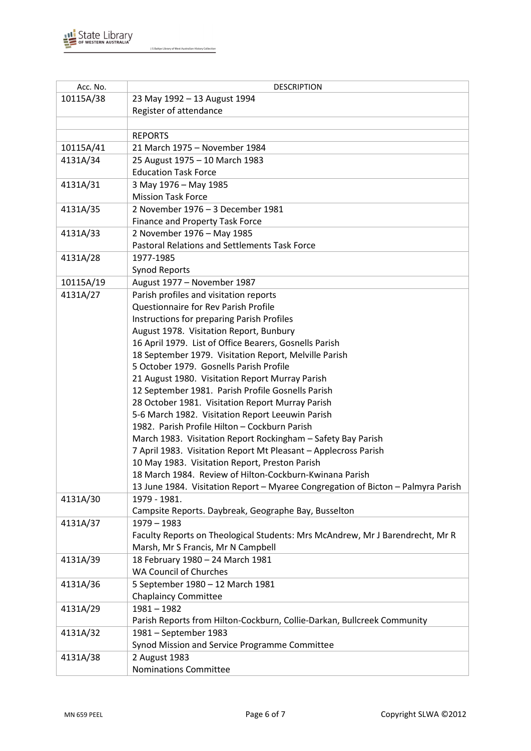| Acc. No. | DESCRIPTION |
|---|---|
| 10115A/38 | 23 May 1992 – 13 August 1994<br>Register of attendance |
| | |
| | REPORTS |
| 10115A/41 | 21 March 1975 – November 1984 |
| 4131A/34 | 25 August 1975 – 10 March 1983<br>Education Task Force |
| 4131A/31 | 3 May 1976 – May 1985<br>Mission Task Force |
| 4131A/35 | 2 November 1976 – 3 December 1981<br>Finance and Property Task Force |
| 4131A/33 | 2 November 1976 – May 1985<br>Pastoral Relations and Settlements Task Force |
| 4131A/28 | 1977-1985<br>Synod Reports |
| 10115A/19 | August 1977 – November 1987 |
| 4131A/27 | Parish profiles and visitation reports<br>Questionnaire for Rev Parish Profile<br>Instructions for preparing Parish Profiles<br>August 1978. Visitation Report, Bunbury<br>16 April 1979. List of Office Bearers, Gosnells Parish<br>18 September 1979. Visitation Report, Melville Parish<br>5 October 1979. Gosnells Parish Profile<br>21 August 1980. Visitation Report Murray Parish<br>12 September 1981. Parish Profile Gosnells Parish<br>28 October 1981. Visitation Report Murray Parish<br>5-6 March 1982. Visitation Report Leeuwin Parish<br>1982. Parish Profile Hilton – Cockburn Parish<br>March 1983. Visitation Report Rockingham – Safety Bay Parish<br>7 April 1983. Visitation Report Mt Pleasant – Applecross Parish<br>10 May 1983. Visitation Report, Preston Parish<br>18 March 1984. Review of Hilton-Cockburn-Kwinana Parish<br>13 June 1984. Visitation Report – Myaree Congregation of Bicton – Palmyra Parish |
| 4131A/30 | 1979 - 1981.<br>Campsite Reports. Daybreak, Geographe Bay, Busselton |
| 4131A/37 | 1979 – 1983<br>Faculty Reports on Theological Students: Mrs McAndrew, Mr J Barendrecht, Mr R Marsh, Mr S Francis, Mr N Campbell |
| 4131A/39 | 18 February 1980 – 24 March 1981<br>WA Council of Churches |
| 4131A/36 | 5 September 1980 – 12 March 1981<br>Chaplaincy Committee |
| 4131A/29 | 1981 – 1982<br>Parish Reports from Hilton-Cockburn, Collie-Darkan, Bullcreek Community |
| 4131A/32 | 1981 – September 1983<br>Synod Mission and Service Programme Committee |
| 4131A/38 | 2 August 1983<br>Nominations Committee |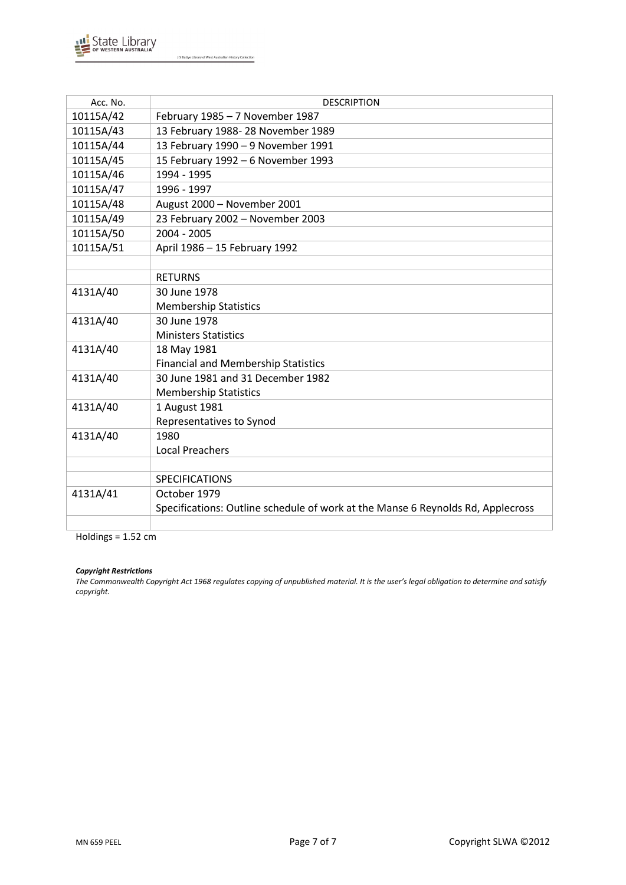| Acc. No. | DESCRIPTION |
|---|---|
| 10115A/42 | February 1985 – 7 November 1987 |
| 10115A/43 | 13 February 1988- 28 November 1989 |
| 10115A/44 | 13 February 1990 – 9 November 1991 |
| 10115A/45 | 15 February 1992 – 6 November 1993 |
| 10115A/46 | 1994 - 1995 |
| 10115A/47 | 1996 - 1997 |
| 10115A/48 | August 2000 – November 2001 |
| 10115A/49 | 23 February 2002 – November 2003 |
| 10115A/50 | 2004 - 2005 |
| 10115A/51 | April 1986 – 15 February 1992 |
| | |
| | RETURNS |
| 4131A/40 | 30 June 1978<br>Membership Statistics |
| 4131A/40 | 30 June 1978<br>Ministers Statistics |
| 4131A/40 | 18 May 1981<br>Financial and Membership Statistics |
| 4131A/40 | 30 June 1981 and 31 December 1982<br>Membership Statistics |
| 4131A/40 | 1 August 1981<br>Representatives to Synod |
| 4131A/40 | 1980<br>Local Preachers |
| | |
| | SPECIFICATIONS |
| 4131A/41 | October 1979<br>Specifications: Outline schedule of work at the Manse 6 Reynolds Rd, Applecross |
| | |

Holdings = 1.52 cm

***Copyright Restrictions***

*The Commonwealth Copyright Act 1968 regulates copying of unpublished material. It is the user's legal obligation to determine and satisfy copyright.*